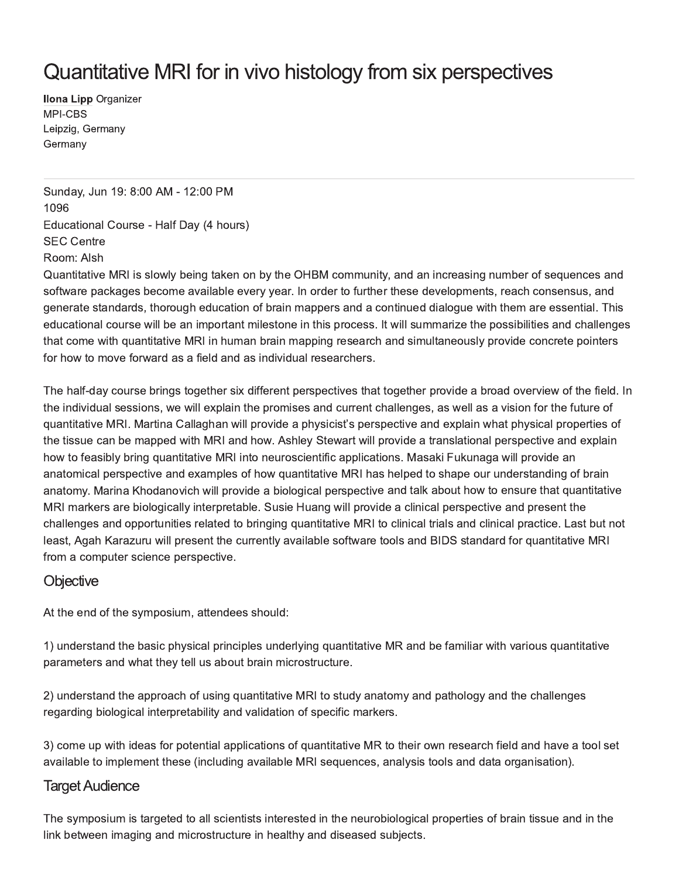# Quantitative MRI for in vivo histology from six perspectives

**Ilona Lipp** Organizer
MPI-CBS
Leipzig, Germany
Germany

---

Sunday, Jun 19: 8:00 AM - 12:00 PM
1096
Educational Course - Half Day (4 hours)
SEC Centre
Room: Alsh

Quantitative MRI is slowly being taken on by the OHBM community, and an increasing number of sequences and software packages become available every year. In order to further these developments, reach consensus, and generate standards, thorough education of brain mappers and a continued dialogue with them are essential. This educational course will be an important milestone in this process. It will summarize the possibilities and challenges that come with quantitative MRI in human brain mapping research and simultaneously provide concrete pointers for how to move forward as a field and as individual researchers.

The half-day course brings together six different perspectives that together provide a broad overview of the field. In the individual sessions, we will explain the promises and current challenges, as well as a vision for the future of quantitative MRI. Martina Callaghan will provide a physicist's perspective and explain what physical properties of the tissue can be mapped with MRI and how. Ashley Stewart will provide a translational perspective and explain how to feasibly bring quantitative MRI into neuroscientific applications. Masaki Fukunaga will provide an anatomical perspective and examples of how quantitative MRI has helped to shape our understanding of brain anatomy. Marina Khodanovich will provide a biological perspective and talk about how to ensure that quantitative MRI markers are biologically interpretable. Susie Huang will provide a clinical perspective and present the challenges and opportunities related to bringing quantitative MRI to clinical trials and clinical practice. Last but not least, Agah Karazuru will present the currently available software tools and BIDS standard for quantitative MRI from a computer science perspective.

## Objective

At the end of the symposium, attendees should:

1) understand the basic physical principles underlying quantitative MR and be familiar with various quantitative parameters and what they tell us about brain microstructure.

2) understand the approach of using quantitative MRI to study anatomy and pathology and the challenges regarding biological interpretability and validation of specific markers.

3) come up with ideas for potential applications of quantitative MR to their own research field and have a tool set available to implement these (including available MRI sequences, analysis tools and data organisation).

## Target Audience

The symposium is targeted to all scientists interested in the neurobiological properties of brain tissue and in the link between imaging and microstructure in healthy and diseased subjects.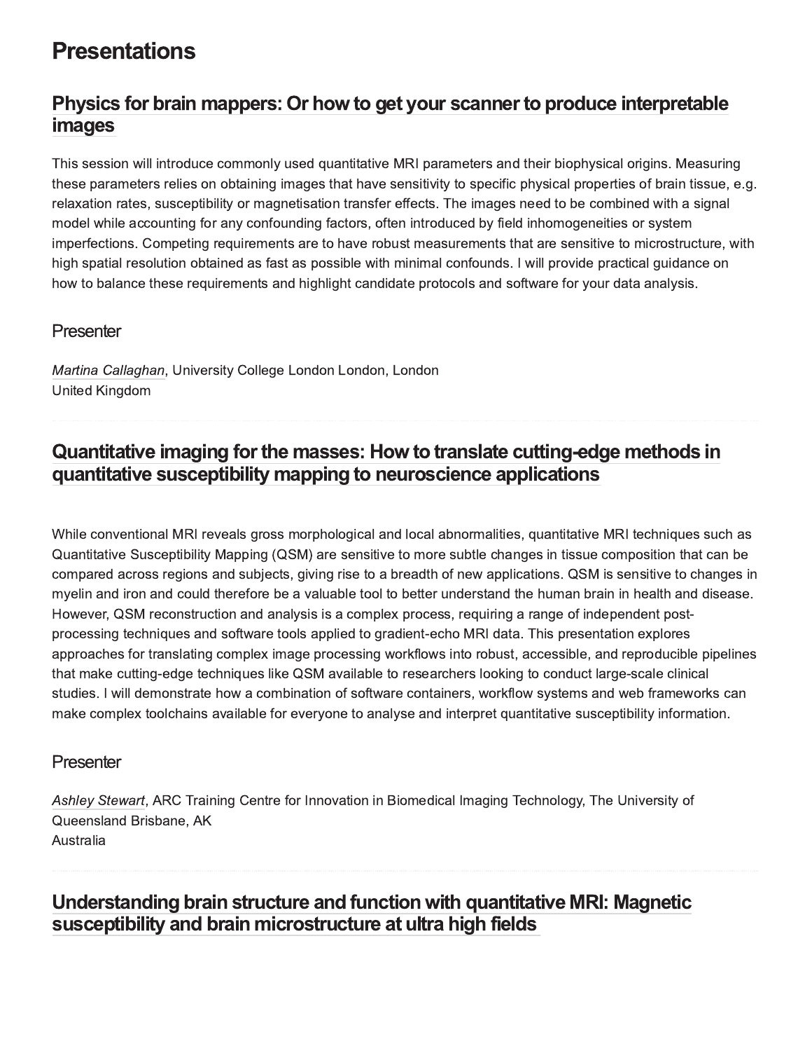# Presentations

## Physics for brain mappers: Or how to get your scanner to produce interpretable images

This session will introduce commonly used quantitative MRI parameters and their biophysical origins. Measuring these parameters relies on obtaining images that have sensitivity to specific physical properties of brain tissue, e.g. relaxation rates, susceptibility or magnetisation transfer effects. The images need to be combined with a signal model while accounting for any confounding factors, often introduced by field inhomogeneities or system imperfections. Competing requirements are to have robust measurements that are sensitive to microstructure, with high spatial resolution obtained as fast as possible with minimal confounds. I will provide practical guidance on how to balance these requirements and highlight candidate protocols and software for your data analysis.

### Presenter

*Martina Callaghan*, University College London London, London
United Kingdom

## Quantitative imaging for the masses: How to translate cutting-edge methods in quantitative susceptibility mapping to neuroscience applications

While conventional MRI reveals gross morphological and local abnormalities, quantitative MRI techniques such as Quantitative Susceptibility Mapping (QSM) are sensitive to more subtle changes in tissue composition that can be compared across regions and subjects, giving rise to a breadth of new applications. QSM is sensitive to changes in myelin and iron and could therefore be a valuable tool to better understand the human brain in health and disease. However, QSM reconstruction and analysis is a complex process, requiring a range of independent post-processing techniques and software tools applied to gradient-echo MRI data. This presentation explores approaches for translating complex image processing workflows into robust, accessible, and reproducible pipelines that make cutting-edge techniques like QSM available to researchers looking to conduct large-scale clinical studies. I will demonstrate how a combination of software containers, workflow systems and web frameworks can make complex toolchains available for everyone to analyse and interpret quantitative susceptibility information.

### Presenter

*Ashley Stewart*, ARC Training Centre for Innovation in Biomedical Imaging Technology, The University of Queensland Brisbane, AK
Australia

## Understanding brain structure and function with quantitative MRI: Magnetic susceptibility and brain microstructure at ultra high fields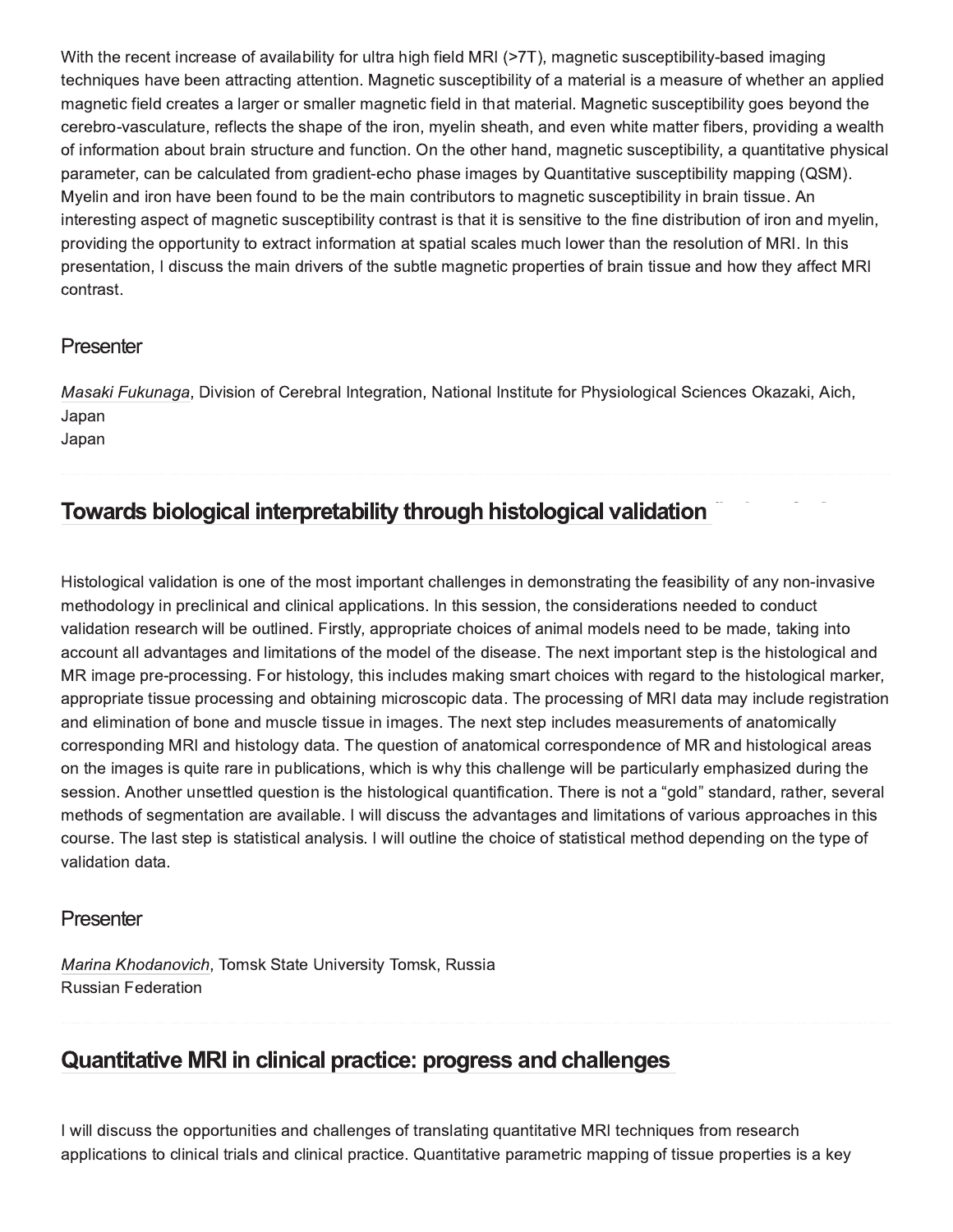With the recent increase of availability for ultra high field MRI (>7T), magnetic susceptibility-based imaging techniques have been attracting attention. Magnetic susceptibility of a material is a measure of whether an applied magnetic field creates a larger or smaller magnetic field in that material. Magnetic susceptibility goes beyond the cerebro-vasculature, reflects the shape of the iron, myelin sheath, and even white matter fibers, providing a wealth of information about brain structure and function. On the other hand, magnetic susceptibility, a quantitative physical parameter, can be calculated from gradient-echo phase images by Quantitative susceptibility mapping (QSM). Myelin and iron have been found to be the main contributors to magnetic susceptibility in brain tissue. An interesting aspect of magnetic susceptibility contrast is that it is sensitive to the fine distribution of iron and myelin, providing the opportunity to extract information at spatial scales much lower than the resolution of MRI. In this presentation, I discuss the main drivers of the subtle magnetic properties of brain tissue and how they affect MRI contrast.

### Presenter

*Masaki Fukunaga*, Division of Cerebral Integration, National Institute for Physiological Sciences Okazaki, Aich, Japan
Japan

## Towards biological interpretability through histological validation

Histological validation is one of the most important challenges in demonstrating the feasibility of any non-invasive methodology in preclinical and clinical applications. In this session, the considerations needed to conduct validation research will be outlined. Firstly, appropriate choices of animal models need to be made, taking into account all advantages and limitations of the model of the disease. The next important step is the histological and MR image pre-processing. For histology, this includes making smart choices with regard to the histological marker, appropriate tissue processing and obtaining microscopic data. The processing of MRI data may include registration and elimination of bone and muscle tissue in images. The next step includes measurements of anatomically corresponding MRI and histology data. The question of anatomical correspondence of MR and histological areas on the images is quite rare in publications, which is why this challenge will be particularly emphasized during the session. Another unsettled question is the histological quantification. There is not a "gold" standard, rather, several methods of segmentation are available. I will discuss the advantages and limitations of various approaches in this course. The last step is statistical analysis. I will outline the choice of statistical method depending on the type of validation data.

### Presenter

*Marina Khodanovich*, Tomsk State University Tomsk, Russia
Russian Federation

## Quantitative MRI in clinical practice: progress and challenges

I will discuss the opportunities and challenges of translating quantitative MRI techniques from research applications to clinical trials and clinical practice. Quantitative parametric mapping of tissue properties is a key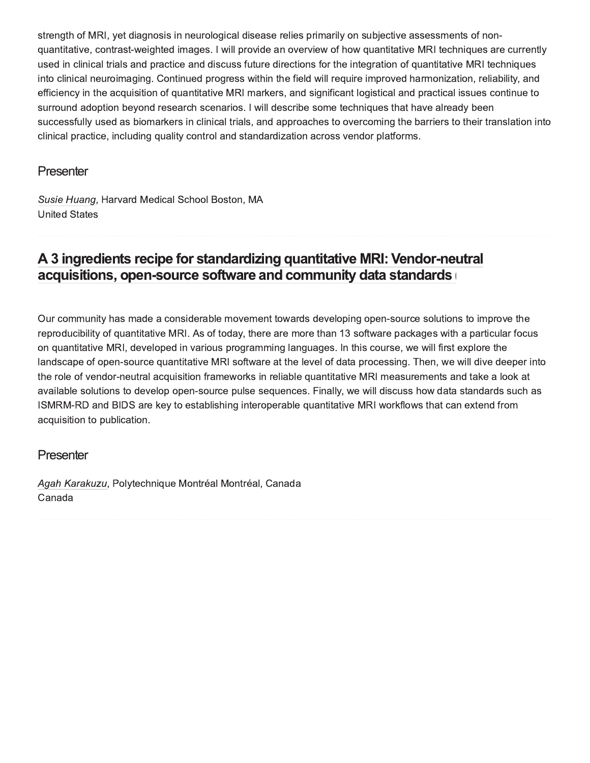strength of MRI, yet diagnosis in neurological disease relies primarily on subjective assessments of non-quantitative, contrast-weighted images. I will provide an overview of how quantitative MRI techniques are currently used in clinical trials and practice and discuss future directions for the integration of quantitative MRI techniques into clinical neuroimaging. Continued progress within the field will require improved harmonization, reliability, and efficiency in the acquisition of quantitative MRI markers, and significant logistical and practical issues continue to surround adoption beyond research scenarios. I will describe some techniques that have already been successfully used as biomarkers in clinical trials, and approaches to overcoming the barriers to their translation into clinical practice, including quality control and standardization across vendor platforms.

### Presenter

*Susie Huang*, Harvard Medical School Boston, MA
United States

## A 3 ingredients recipe for standardizing quantitative MRI: Vendor-neutral acquisitions, open-source software and community data standards

Our community has made a considerable movement towards developing open-source solutions to improve the reproducibility of quantitative MRI. As of today, there are more than 13 software packages with a particular focus on quantitative MRI, developed in various programming languages. In this course, we will first explore the landscape of open-source quantitative MRI software at the level of data processing. Then, we will dive deeper into the role of vendor-neutral acquisition frameworks in reliable quantitative MRI measurements and take a look at available solutions to develop open-source pulse sequences. Finally, we will discuss how data standards such as ISMRM-RD and BIDS are key to establishing interoperable quantitative MRI workflows that can extend from acquisition to publication.

### Presenter

*Agah Karakuzu*, Polytechnique Montréal Montréal, Canada
Canada